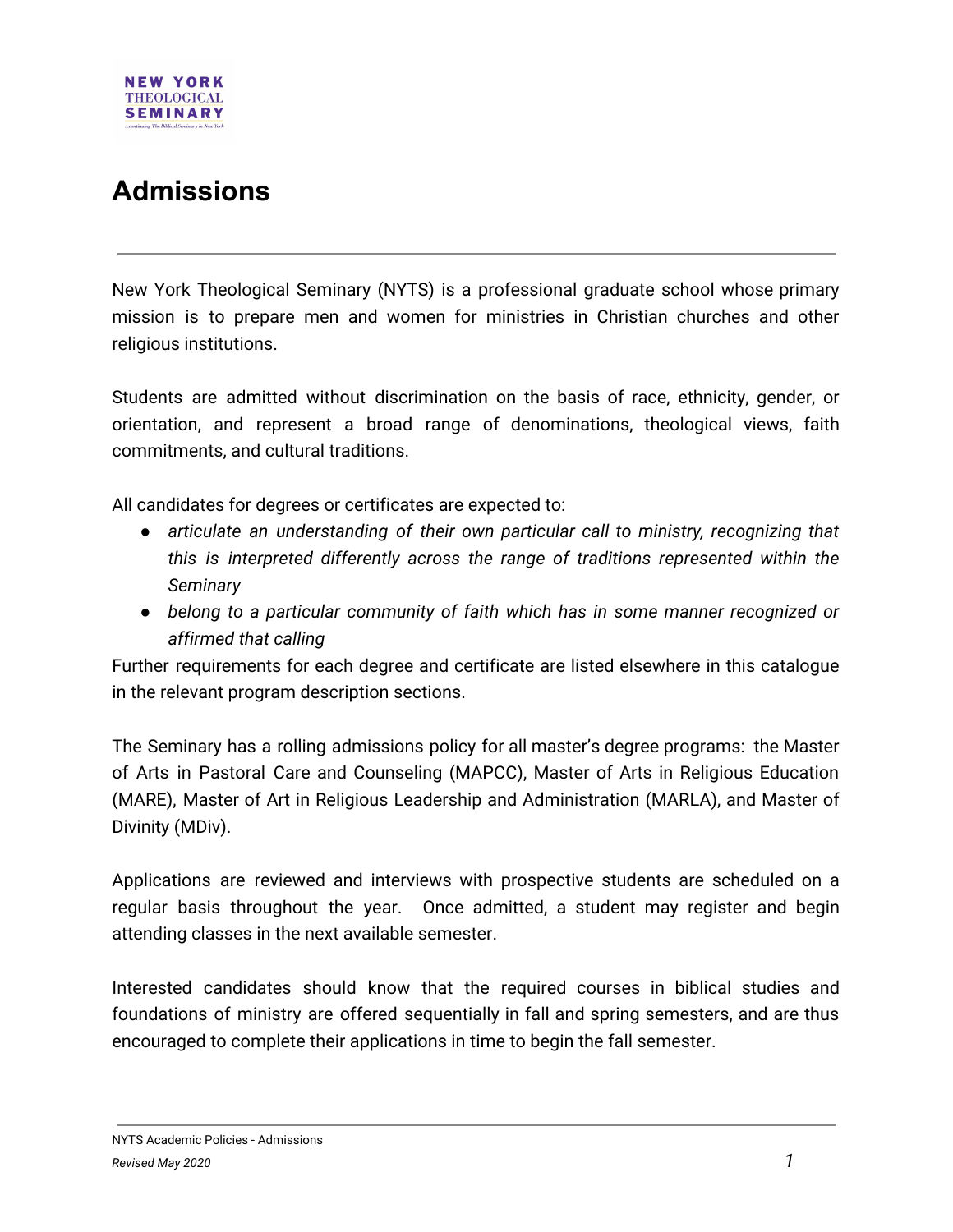# Admissions

New York Theological Seminary (NYTS) is a professional graduate school whose primary mission is to prepare men and women for ministries in Christian churches and other religious institutions.

Students are admitted without discrimination on the basis of race, ethnicity, gender, or orientation, and represent a broad range of denominations, theological views, faith commitments, and cultural traditions.

All candidates for degrees or certificates are expected to:

- *articulate an understanding of their own particular call to ministry, recognizing that this is interpreted differently across the range of traditions represented within the Seminary*
- *belong to a particular community of faith which has in some manner recognized or affirmed that calling*

Further requirements for each degree and certificate are listed elsewhere in this catalogue in the relevant program description sections.

The Seminary has a rolling admissions policy for all master's degree programs: the Master of Arts in Pastoral Care and Counseling (MAPCC), Master of Arts in Religious Education (MARE), Master of Art in Religious Leadership and Administration (MARLA), and Master of Divinity (MDiv).

Applications are reviewed and interviews with prospective students are scheduled on a regular basis throughout the year. Once admitted, a student may register and begin attending classes in the next available semester.

Interested candidates should know that the required courses in biblical studies and foundations of ministry are offered sequentially in fall and spring semesters, and are thus encouraged to complete their applications in time to begin the fall semester.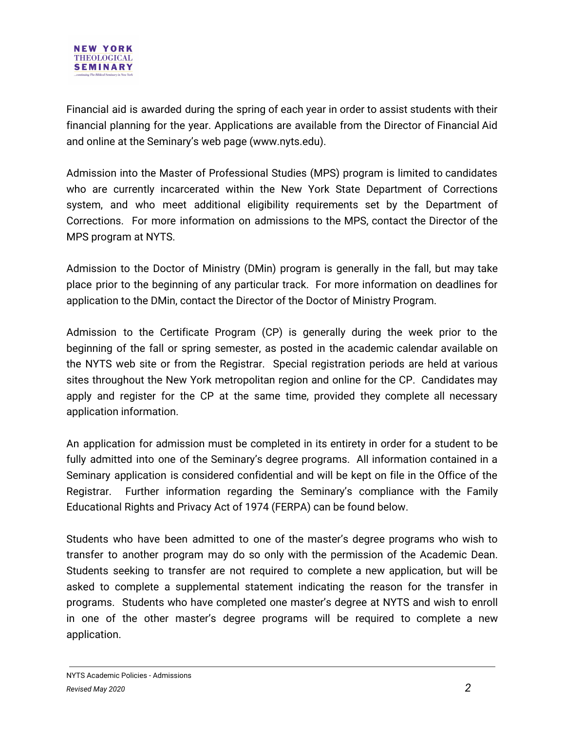Financial aid is awarded during the spring of each year in order to assist students with their financial planning for the year. Applications are available from the Director of Financial Aid and online at the Seminary's web page (www.nyts.edu).

Admission into the Master of Professional Studies (MPS) program is limited to candidates who are currently incarcerated within the New York State Department of Corrections system, and who meet additional eligibility requirements set by the Department of Corrections. For more information on admissions to the MPS, contact the Director of the MPS program at NYTS.

Admission to the Doctor of Ministry (DMin) program is generally in the fall, but may take place prior to the beginning of any particular track. For more information on deadlines for application to the DMin, contact the Director of the Doctor of Ministry Program.

Admission to the Certificate Program (CP) is generally during the week prior to the beginning of the fall or spring semester, as posted in the academic calendar available on the NYTS web site or from the Registrar. Special registration periods are held at various sites throughout the New York metropolitan region and online for the CP. Candidates may apply and register for the CP at the same time, provided they complete all necessary application information.

An application for admission must be completed in its entirety in order for a student to be fully admitted into one of the Seminary's degree programs. All information contained in a Seminary application is considered confidential and will be kept on file in the Office of the Registrar. Further information regarding the Seminary's compliance with the Family Educational Rights and Privacy Act of 1974 (FERPA) can be found below.

Students who have been admitted to one of the master's degree programs who wish to transfer to another program may do so only with the permission of the Academic Dean. Students seeking to transfer are not required to complete a new application, but will be asked to complete a supplemental statement indicating the reason for the transfer in programs. Students who have completed one master's degree at NYTS and wish to enroll in one of the other master's degree programs will be required to complete a new application.